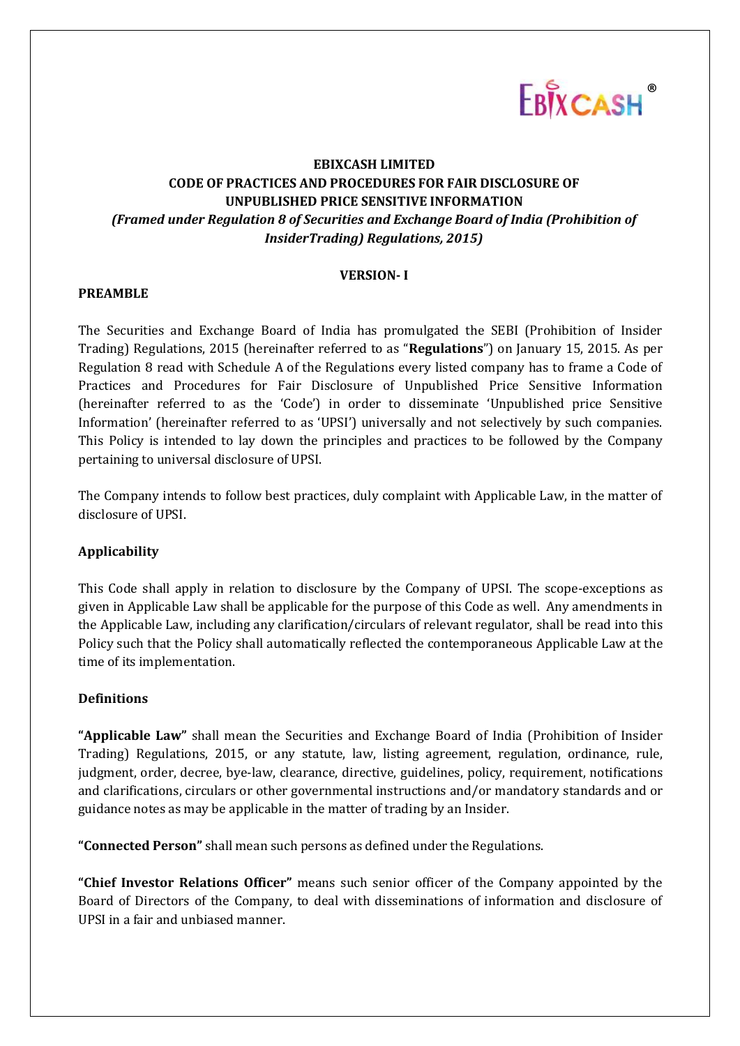# EBIXCASH LIMITED
## CODE OF PRACTICES AND PROCEDURES FOR FAIR DISCLOSURE OF UNPUBLISHED PRICE SENSITIVE INFORMATION
### *(Framed under Regulation 8 of Securities and Exchange Board of India (Prohibition of InsiderTrading) Regulations, 2015)*

**VERSION- I**

**PREAMBLE**

The Securities and Exchange Board of India has promulgated the SEBI (Prohibition of Insider Trading) Regulations, 2015 (hereinafter referred to as "**Regulations**") on January 15, 2015. As per Regulation 8 read with Schedule A of the Regulations every listed company has to frame a Code of Practices and Procedures for Fair Disclosure of Unpublished Price Sensitive Information (hereinafter referred to as the 'Code') in order to disseminate 'Unpublished price Sensitive Information' (hereinafter referred to as 'UPSI') universally and not selectively by such companies. This Policy is intended to lay down the principles and practices to be followed by the Company pertaining to universal disclosure of UPSI.

The Company intends to follow best practices, duly complaint with Applicable Law, in the matter of disclosure of UPSI.

**Applicability**

This Code shall apply in relation to disclosure by the Company of UPSI. The scope-exceptions as given in Applicable Law shall be applicable for the purpose of this Code as well. Any amendments in the Applicable Law, including any clarification/circulars of relevant regulator, shall be read into this Policy such that the Policy shall automatically reflected the contemporaneous Applicable Law at the time of its implementation.

**Definitions**

**"Applicable Law"** shall mean the Securities and Exchange Board of India (Prohibition of Insider Trading) Regulations, 2015, or any statute, law, listing agreement, regulation, ordinance, rule, judgment, order, decree, bye-law, clearance, directive, guidelines, policy, requirement, notifications and clarifications, circulars or other governmental instructions and/or mandatory standards and or guidance notes as may be applicable in the matter of trading by an Insider.

**"Connected Person"** shall mean such persons as defined under the Regulations.

**"Chief Investor Relations Officer"** means such senior officer of the Company appointed by the Board of Directors of the Company, to deal with disseminations of information and disclosure of UPSI in a fair and unbiased manner.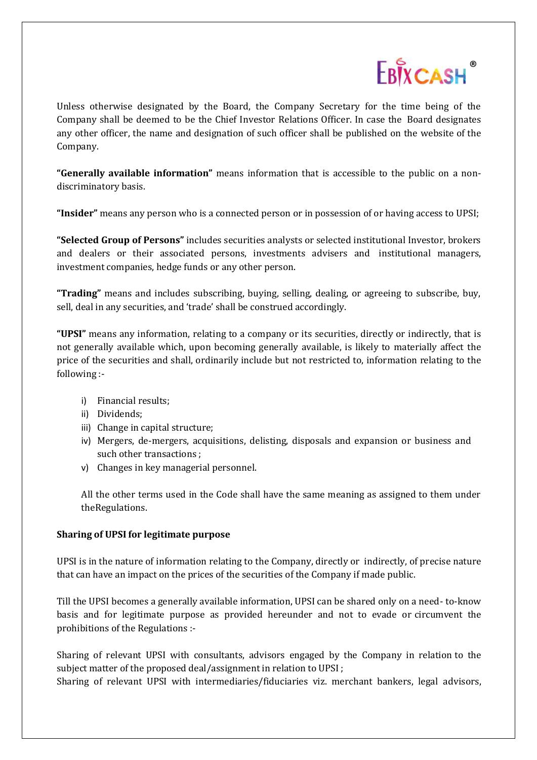Unless otherwise designated by the Board, the Company Secretary for the time being of the Company shall be deemed to be the Chief Investor Relations Officer. In case the Board designates any other officer, the name and designation of such officer shall be published on the website of the Company.

**"Generally available information"** means information that is accessible to the public on a non-discriminatory basis.

**"Insider"** means any person who is a connected person or in possession of or having access to UPSI;

**"Selected Group of Persons"** includes securities analysts or selected institutional Investor, brokers and dealers or their associated persons, investments advisers and institutional managers, investment companies, hedge funds or any other person.

**"Trading"** means and includes subscribing, buying, selling, dealing, or agreeing to subscribe, buy, sell, deal in any securities, and 'trade' shall be construed accordingly.

**"UPSI"** means any information, relating to a company or its securities, directly or indirectly, that is not generally available which, upon becoming generally available, is likely to materially affect the price of the securities and shall, ordinarily include but not restricted to, information relating to the following :-

i) Financial results;
ii) Dividends;
iii) Change in capital structure;
iv) Mergers, de-mergers, acquisitions, delisting, disposals and expansion or business and such other transactions ;
v) Changes in key managerial personnel.

All the other terms used in the Code shall have the same meaning as assigned to them under theRegulations.

**Sharing of UPSI for legitimate purpose**

UPSI is in the nature of information relating to the Company, directly or indirectly, of precise nature that can have an impact on the prices of the securities of the Company if made public.

Till the UPSI becomes a generally available information, UPSI can be shared only on a need- to-know basis and for legitimate purpose as provided hereunder and not to evade or circumvent the prohibitions of the Regulations :-

Sharing of relevant UPSI with consultants, advisors engaged by the Company in relation to the subject matter of the proposed deal/assignment in relation to UPSI ;
Sharing of relevant UPSI with intermediaries/fiduciaries viz. merchant bankers, legal advisors,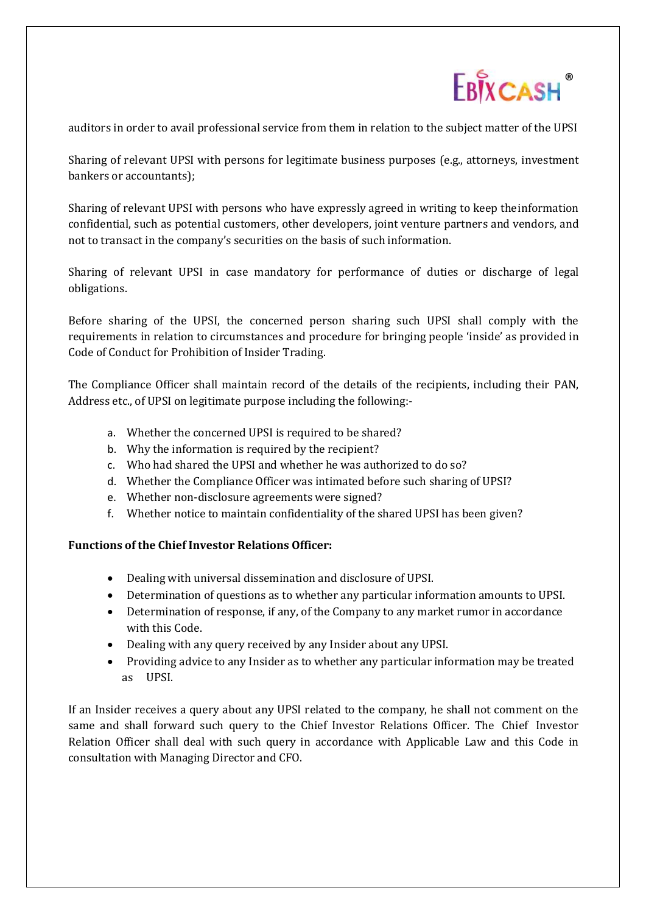auditors in order to avail professional service from them in relation to the subject matter of the UPSI

Sharing of relevant UPSI with persons for legitimate business purposes (e.g., attorneys, investment bankers or accountants);

Sharing of relevant UPSI with persons who have expressly agreed in writing to keep theinformation confidential, such as potential customers, other developers, joint venture partners and vendors, and not to transact in the company's securities on the basis of such information.

Sharing of relevant UPSI in case mandatory for performance of duties or discharge of legal obligations.

Before sharing of the UPSI, the concerned person sharing such UPSI shall comply with the requirements in relation to circumstances and procedure for bringing people 'inside' as provided in Code of Conduct for Prohibition of Insider Trading.

The Compliance Officer shall maintain record of the details of the recipients, including their PAN, Address etc., of UPSI on legitimate purpose including the following:-

a. Whether the concerned UPSI is required to be shared?
b. Why the information is required by the recipient?
c. Who had shared the UPSI and whether he was authorized to do so?
d. Whether the Compliance Officer was intimated before such sharing of UPSI?
e. Whether non-disclosure agreements were signed?
f. Whether notice to maintain confidentiality of the shared UPSI has been given?

**Functions of the Chief Investor Relations Officer:**

- Dealing with universal dissemination and disclosure of UPSI.
- Determination of questions as to whether any particular information amounts to UPSI.
- Determination of response, if any, of the Company to any market rumor in accordance with this Code.
- Dealing with any query received by any Insider about any UPSI.
- Providing advice to any Insider as to whether any particular information may be treated as UPSI.

If an Insider receives a query about any UPSI related to the company, he shall not comment on the same and shall forward such query to the Chief Investor Relations Officer. The Chief Investor Relation Officer shall deal with such query in accordance with Applicable Law and this Code in consultation with Managing Director and CFO.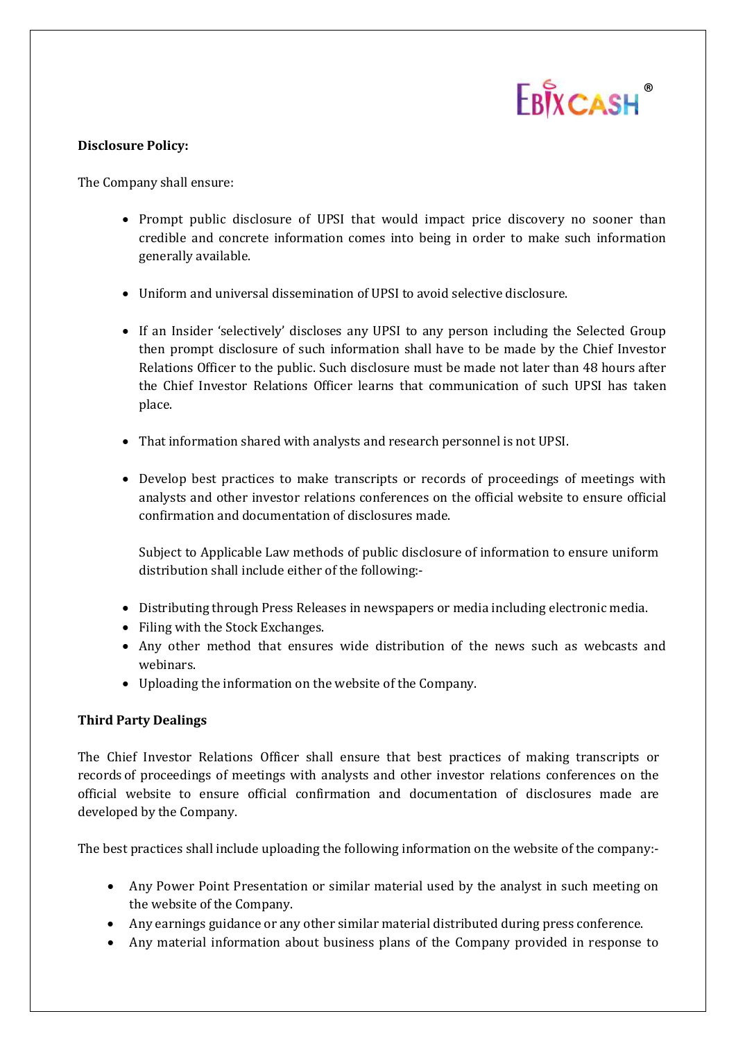**Disclosure Policy:**

The Company shall ensure:

- Prompt public disclosure of UPSI that would impact price discovery no sooner than credible and concrete information comes into being in order to make such information generally available.

- Uniform and universal dissemination of UPSI to avoid selective disclosure.

- If an Insider 'selectively' discloses any UPSI to any person including the Selected Group then prompt disclosure of such information shall have to be made by the Chief Investor Relations Officer to the public. Such disclosure must be made not later than 48 hours after the Chief Investor Relations Officer learns that communication of such UPSI has taken place.

- That information shared with analysts and research personnel is not UPSI.

- Develop best practices to make transcripts or records of proceedings of meetings with analysts and other investor relations conferences on the official website to ensure official confirmation and documentation of disclosures made.

  Subject to Applicable Law methods of public disclosure of information to ensure uniform distribution shall include either of the following:-

- Distributing through Press Releases in newspapers or media including electronic media.
- Filing with the Stock Exchanges.
- Any other method that ensures wide distribution of the news such as webcasts and webinars.
- Uploading the information on the website of the Company.

**Third Party Dealings**

The Chief Investor Relations Officer shall ensure that best practices of making transcripts or records of proceedings of meetings with analysts and other investor relations conferences on the official website to ensure official confirmation and documentation of disclosures made are developed by the Company.

The best practices shall include uploading the following information on the website of the company:-

- Any Power Point Presentation or similar material used by the analyst in such meeting on the website of the Company.
- Any earnings guidance or any other similar material distributed during press conference.
- Any material information about business plans of the Company provided in response to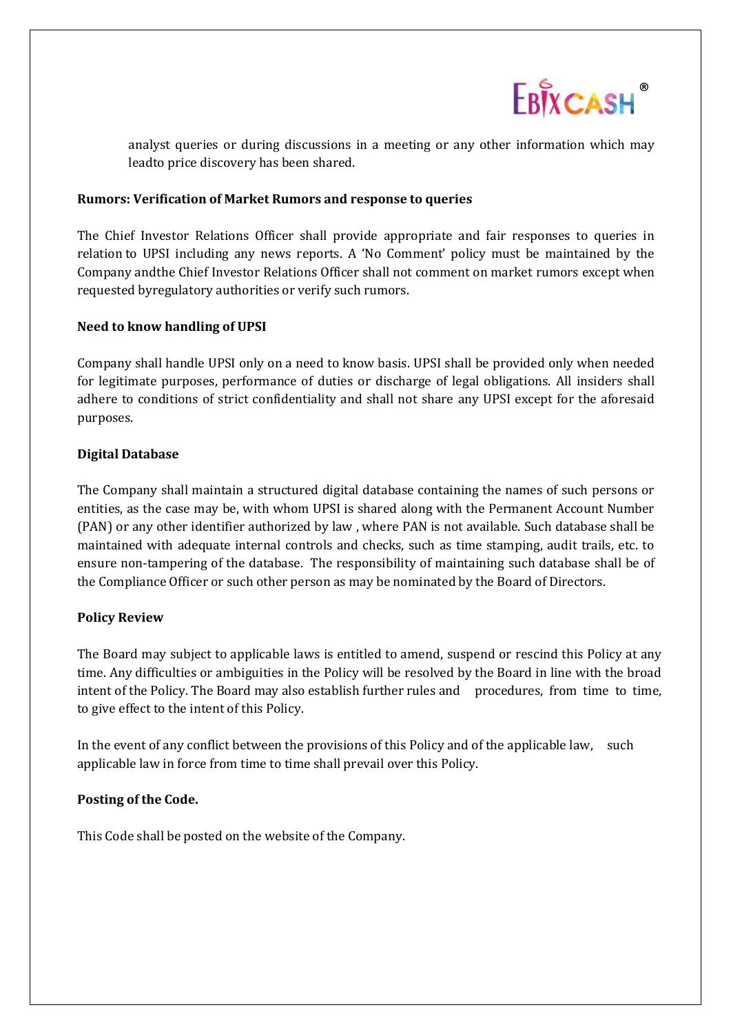analyst queries or during discussions in a meeting or any other information which may leadto price discovery has been shared.

**Rumors: Verification of Market Rumors and response to queries**

The Chief Investor Relations Officer shall provide appropriate and fair responses to queries in relation to UPSI including any news reports. A 'No Comment' policy must be maintained by the Company andthe Chief Investor Relations Officer shall not comment on market rumors except when requested byregulatory authorities or verify such rumors.

**Need to know handling of UPSI**

Company shall handle UPSI only on a need to know basis. UPSI shall be provided only when needed for legitimate purposes, performance of duties or discharge of legal obligations. All insiders shall adhere to conditions of strict confidentiality and shall not share any UPSI except for the aforesaid purposes.

**Digital Database**

The Company shall maintain a structured digital database containing the names of such persons or entities, as the case may be, with whom UPSI is shared along with the Permanent Account Number (PAN) or any other identifier authorized by law , where PAN is not available. Such database shall be maintained with adequate internal controls and checks, such as time stamping, audit trails, etc. to ensure non-tampering of the database. The responsibility of maintaining such database shall be of the Compliance Officer or such other person as may be nominated by the Board of Directors.

**Policy Review**

The Board may subject to applicable laws is entitled to amend, suspend or rescind this Policy at any time. Any difficulties or ambiguities in the Policy will be resolved by the Board in line with the broad intent of the Policy. The Board may also establish further rules and procedures, from time to time, to give effect to the intent of this Policy.

In the event of any conflict between the provisions of this Policy and of the applicable law, such applicable law in force from time to time shall prevail over this Policy.

**Posting of the Code.**

This Code shall be posted on the website of the Company.